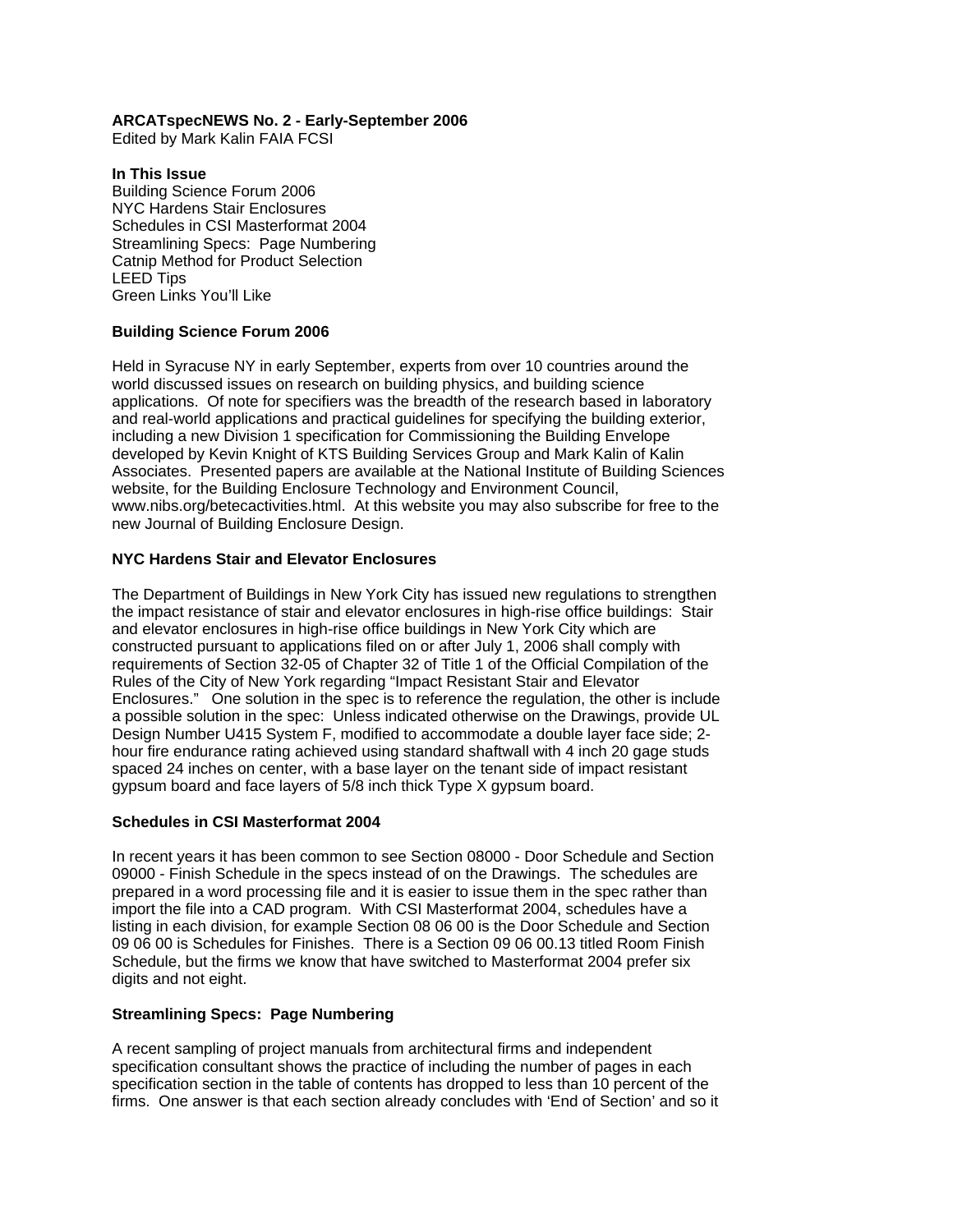**ARCATspecNEWS No. 2 - Early-September 2006**
Edited by Mark Kalin FAIA FCSI

**In This Issue**
Building Science Forum 2006
NYC Hardens Stair Enclosures
Schedules in CSI Masterformat 2004
Streamlining Specs: Page Numbering
Catnip Method for Product Selection
LEED Tips
Green Links You'll Like

**Building Science Forum 2006**

Held in Syracuse NY in early September, experts from over 10 countries around the world discussed issues on research on building physics, and building science applications. Of note for specifiers was the breadth of the research based in laboratory and real-world applications and practical guidelines for specifying the building exterior, including a new Division 1 specification for Commissioning the Building Envelope developed by Kevin Knight of KTS Building Services Group and Mark Kalin of Kalin Associates. Presented papers are available at the National Institute of Building Sciences website, for the Building Enclosure Technology and Environment Council, www.nibs.org/betecactivities.html. At this website you may also subscribe for free to the new Journal of Building Enclosure Design.

**NYC Hardens Stair and Elevator Enclosures**

The Department of Buildings in New York City has issued new regulations to strengthen the impact resistance of stair and elevator enclosures in high-rise office buildings: Stair and elevator enclosures in high-rise office buildings in New York City which are constructed pursuant to applications filed on or after July 1, 2006 shall comply with requirements of Section 32-05 of Chapter 32 of Title 1 of the Official Compilation of the Rules of the City of New York regarding "Impact Resistant Stair and Elevator Enclosures." One solution in the spec is to reference the regulation, the other is include a possible solution in the spec: Unless indicated otherwise on the Drawings, provide UL Design Number U415 System F, modified to accommodate a double layer face side; 2-hour fire endurance rating achieved using standard shaftwall with 4 inch 20 gage studs spaced 24 inches on center, with a base layer on the tenant side of impact resistant gypsum board and face layers of 5/8 inch thick Type X gypsum board.

**Schedules in CSI Masterformat 2004**

In recent years it has been common to see Section 08000 - Door Schedule and Section 09000 - Finish Schedule in the specs instead of on the Drawings. The schedules are prepared in a word processing file and it is easier to issue them in the spec rather than import the file into a CAD program. With CSI Masterformat 2004, schedules have a listing in each division, for example Section 08 06 00 is the Door Schedule and Section 09 06 00 is Schedules for Finishes. There is a Section 09 06 00.13 titled Room Finish Schedule, but the firms we know that have switched to Masterformat 2004 prefer six digits and not eight.

**Streamlining Specs: Page Numbering**

A recent sampling of project manuals from architectural firms and independent specification consultant shows the practice of including the number of pages in each specification section in the table of contents has dropped to less than 10 percent of the firms. One answer is that each section already concludes with 'End of Section' and so it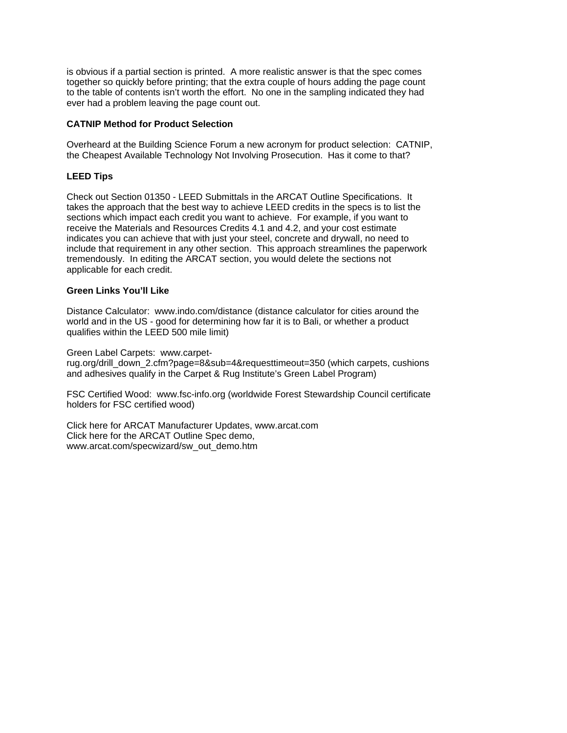is obvious if a partial section is printed.  A more realistic answer is that the spec comes together so quickly before printing; that the extra couple of hours adding the page count to the table of contents isn't worth the effort.  No one in the sampling indicated they had ever had a problem leaving the page count out.

**CATNIP Method for Product Selection**

Overheard at the Building Science Forum a new acronym for product selection:  CATNIP, the Cheapest Available Technology Not Involving Prosecution.  Has it come to that?

**LEED Tips**

Check out Section 01350 - LEED Submittals in the ARCAT Outline Specifications.  It takes the approach that the best way to achieve LEED credits in the specs is to list the sections which impact each credit you want to achieve.  For example, if you want to receive the Materials and Resources Credits 4.1 and 4.2, and your cost estimate indicates you can achieve that with just your steel, concrete and drywall, no need to include that requirement in any other section.  This approach streamlines the paperwork tremendously.  In editing the ARCAT section, you would delete the sections not applicable for each credit.

**Green Links You'll Like**

Distance Calculator:  www.indo.com/distance (distance calculator for cities around the world and in the US - good for determining how far it is to Bali, or whether a product qualifies within the LEED 500 mile limit)

Green Label Carpets:  www.carpet-rug.org/drill_down_2.cfm?page=8&sub=4&requesttimeout=350 (which carpets, cushions and adhesives qualify in the Carpet & Rug Institute's Green Label Program)

FSC Certified Wood:  www.fsc-info.org (worldwide Forest Stewardship Council certificate holders for FSC certified wood)

Click here for ARCAT Manufacturer Updates, www.arcat.com
Click here for the ARCAT Outline Spec demo, www.arcat.com/specwizard/sw_out_demo.htm